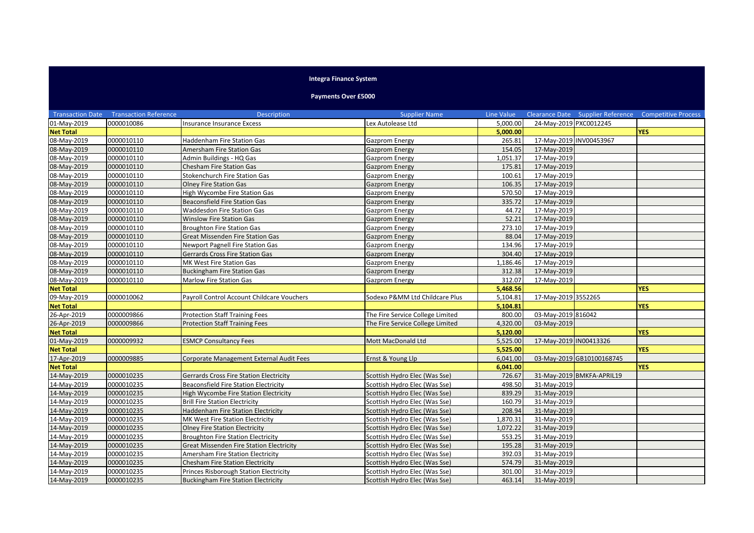# Integra Finance System

## Payments Over £5000

| Transaction Date | Transaction Reference | Description | Supplier Name | Line Value | Clearance Date | Supplier Reference | Competitive Process |
|---|---|---|---|---|---|---|---|
| 01-May-2019 | 0000010086 | Insurance Insurance Excess | Lex Autolease Ltd | 5,000.00 | 24-May-2019 | PXC0012245 | |
| **Net Total** | | | | **5,000.00** | | | **YES** |
| 08-May-2019 | 0000010110 | Haddenham Fire Station Gas | Gazprom Energy | 265.81 | 17-May-2019 | INV00453967 | |
| 08-May-2019 | 0000010110 | Amersham Fire Station Gas | Gazprom Energy | 154.05 | 17-May-2019 | | |
| 08-May-2019 | 0000010110 | Admin Buildings - HQ Gas | Gazprom Energy | 1,051.37 | 17-May-2019 | | |
| 08-May-2019 | 0000010110 | Chesham Fire Station Gas | Gazprom Energy | 175.81 | 17-May-2019 | | |
| 08-May-2019 | 0000010110 | Stokenchurch Fire Station Gas | Gazprom Energy | 100.61 | 17-May-2019 | | |
| 08-May-2019 | 0000010110 | Olney Fire Station Gas | Gazprom Energy | 106.35 | 17-May-2019 | | |
| 08-May-2019 | 0000010110 | High Wycombe Fire Station Gas | Gazprom Energy | 570.50 | 17-May-2019 | | |
| 08-May-2019 | 0000010110 | Beaconsfield Fire Station Gas | Gazprom Energy | 335.72 | 17-May-2019 | | |
| 08-May-2019 | 0000010110 | Waddesdon Fire Station Gas | Gazprom Energy | 44.72 | 17-May-2019 | | |
| 08-May-2019 | 0000010110 | Winslow Fire Station Gas | Gazprom Energy | 52.21 | 17-May-2019 | | |
| 08-May-2019 | 0000010110 | Broughton Fire Station Gas | Gazprom Energy | 273.10 | 17-May-2019 | | |
| 08-May-2019 | 0000010110 | Great Missenden Fire Station Gas | Gazprom Energy | 88.04 | 17-May-2019 | | |
| 08-May-2019 | 0000010110 | Newport Pagnell Fire Station Gas | Gazprom Energy | 134.96 | 17-May-2019 | | |
| 08-May-2019 | 0000010110 | Gerrards Cross Fire Station Gas | Gazprom Energy | 304.40 | 17-May-2019 | | |
| 08-May-2019 | 0000010110 | MK West Fire Station Gas | Gazprom Energy | 1,186.46 | 17-May-2019 | | |
| 08-May-2019 | 0000010110 | Buckingham Fire Station Gas | Gazprom Energy | 312.38 | 17-May-2019 | | |
| 08-May-2019 | 0000010110 | Marlow Fire Station Gas | Gazprom Energy | 312.07 | 17-May-2019 | | |
| **Net Total** | | | | **5,468.56** | | | **YES** |
| 09-May-2019 | 0000010062 | Payroll Control Account Childcare Vouchers | Sodexo P&MM Ltd Childcare Plus | 5,104.81 | 17-May-2019 | 3552265 | |
| **Net Total** | | | | **5,104.81** | | | **YES** |
| 26-Apr-2019 | 0000009866 | Protection Staff Training Fees | The Fire Service College Limited | 800.00 | 03-May-2019 | 816042 | |
| 26-Apr-2019 | 0000009866 | Protection Staff Training Fees | The Fire Service College Limited | 4,320.00 | 03-May-2019 | | |
| **Net Total** | | | | **5,120.00** | | | **YES** |
| 01-May-2019 | 0000009932 | ESMCP Consultancy Fees | Mott MacDonald Ltd | 5,525.00 | 17-May-2019 | IN00413326 | |
| **Net Total** | | | | **5,525.00** | | | **YES** |
| 17-Apr-2019 | 0000009885 | Corporate Management External Audit Fees | Ernst & Young Llp | 6,041.00 | 03-May-2019 | GB10100168745 | |
| **Net Total** | | | | **6,041.00** | | | **YES** |
| 14-May-2019 | 0000010235 | Gerrards Cross Fire Station Electricity | Scottish Hydro Elec (Was Sse) | 726.67 | 31-May-2019 | BMKFA-APRIL19 | |
| 14-May-2019 | 0000010235 | Beaconsfield Fire Station Electricity | Scottish Hydro Elec (Was Sse) | 498.50 | 31-May-2019 | | |
| 14-May-2019 | 0000010235 | High Wycombe Fire Station Electricity | Scottish Hydro Elec (Was Sse) | 839.29 | 31-May-2019 | | |
| 14-May-2019 | 0000010235 | Brill Fire Station Electricity | Scottish Hydro Elec (Was Sse) | 160.79 | 31-May-2019 | | |
| 14-May-2019 | 0000010235 | Haddenham Fire Station Electricity | Scottish Hydro Elec (Was Sse) | 208.94 | 31-May-2019 | | |
| 14-May-2019 | 0000010235 | MK West Fire Station Electricity | Scottish Hydro Elec (Was Sse) | 1,870.31 | 31-May-2019 | | |
| 14-May-2019 | 0000010235 | Olney Fire Station Electricity | Scottish Hydro Elec (Was Sse) | 1,072.22 | 31-May-2019 | | |
| 14-May-2019 | 0000010235 | Broughton Fire Station Electricity | Scottish Hydro Elec (Was Sse) | 553.25 | 31-May-2019 | | |
| 14-May-2019 | 0000010235 | Great Missenden Fire Station Electricity | Scottish Hydro Elec (Was Sse) | 195.28 | 31-May-2019 | | |
| 14-May-2019 | 0000010235 | Amersham Fire Station Electricity | Scottish Hydro Elec (Was Sse) | 392.03 | 31-May-2019 | | |
| 14-May-2019 | 0000010235 | Chesham Fire Station Electricity | Scottish Hydro Elec (Was Sse) | 574.79 | 31-May-2019 | | |
| 14-May-2019 | 0000010235 | Princes Risborough Station Electricity | Scottish Hydro Elec (Was Sse) | 301.00 | 31-May-2019 | | |
| 14-May-2019 | 0000010235 | Buckingham Fire Station Electricity | Scottish Hydro Elec (Was Sse) | 463.14 | 31-May-2019 | | |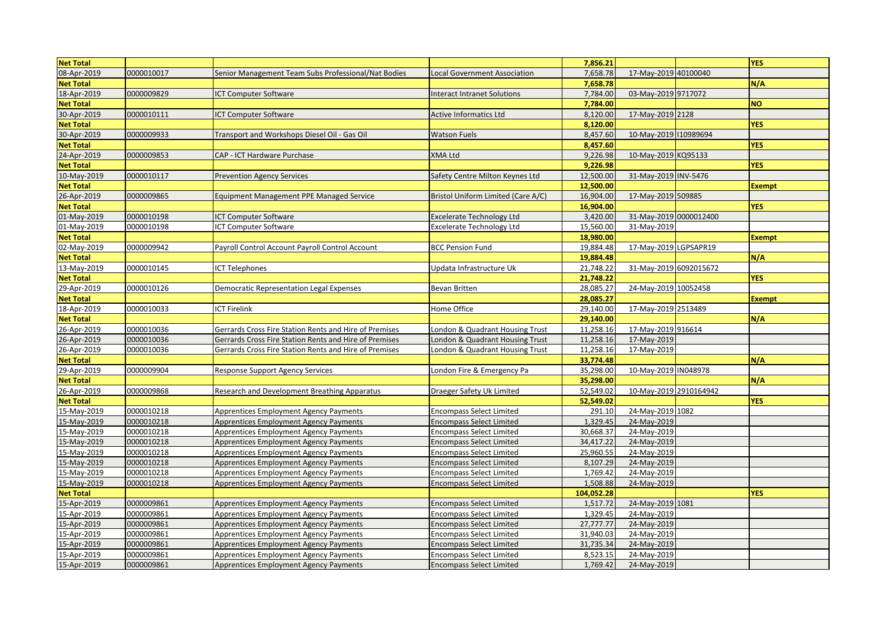| Net Total | | | | 7,856.21 | | | YES |
|---|---|---|---|---|---|---|---|
| 08-Apr-2019 | 0000010017 | Senior Management Team Subs Professional/Nat Bodies | Local Government Association | 7,658.78 | 17-May-2019 | 40100040 | |
| Net Total | | | | 7,658.78 | | | N/A |
| 18-Apr-2019 | 0000009829 | ICT Computer Software | Interact Intranet Solutions | 7,784.00 | 03-May-2019 | 9717072 | |
| Net Total | | | | 7,784.00 | | | NO |
| 30-Apr-2019 | 0000010111 | ICT Computer Software | Active Informatics Ltd | 8,120.00 | 17-May-2019 | 2128 | |
| Net Total | | | | 8,120.00 | | | YES |
| 30-Apr-2019 | 0000009933 | Transport and Workshops Diesel Oil - Gas Oil | Watson Fuels | 8,457.60 | 10-May-2019 | I10989694 | |
| Net Total | | | | 8,457.60 | | | YES |
| 24-Apr-2019 | 0000009853 | CAP - ICT Hardware Purchase | XMA Ltd | 9,226.98 | 10-May-2019 | KQ95133 | |
| Net Total | | | | 9,226.98 | | | YES |
| 10-May-2019 | 0000010117 | Prevention Agency Services | Safety Centre Milton Keynes Ltd | 12,500.00 | 31-May-2019 | INV-5476 | |
| Net Total | | | | 12,500.00 | | | Exempt |
| 26-Apr-2019 | 0000009865 | Equipment Management PPE Managed Service | Bristol Uniform Limited (Care A/C) | 16,904.00 | 17-May-2019 | 509885 | |
| Net Total | | | | 16,904.00 | | | YES |
| 01-May-2019 | 0000010198 | ICT Computer Software | Excelerate Technology Ltd | 3,420.00 | 31-May-2019 | 0000012400 | |
| 01-May-2019 | 0000010198 | ICT Computer Software | Excelerate Technology Ltd | 15,560.00 | 31-May-2019 | | |
| Net Total | | | | 18,980.00 | | | Exempt |
| 02-May-2019 | 0000009942 | Payroll Control Account Payroll Control Account | BCC Pension Fund | 19,884.48 | 17-May-2019 | LGPSAPR19 | |
| Net Total | | | | 19,884.48 | | | N/A |
| 13-May-2019 | 0000010145 | ICT Telephones | Updata Infrastructure Uk | 21,748.22 | 31-May-2019 | 6092015672 | |
| Net Total | | | | 21,748.22 | | | YES |
| 29-Apr-2019 | 0000010126 | Democratic Representation Legal Expenses | Bevan Britten | 28,085.27 | 24-May-2019 | 10052458 | |
| Net Total | | | | 28,085.27 | | | Exempt |
| 18-Apr-2019 | 0000010033 | ICT Firelink | Home Office | 29,140.00 | 17-May-2019 | 2513489 | |
| Net Total | | | | 29,140.00 | | | N/A |
| 26-Apr-2019 | 0000010036 | Gerrards Cross Fire Station Rents and Hire of Premises | London & Quadrant Housing Trust | 11,258.16 | 17-May-2019 | 916614 | |
| 26-Apr-2019 | 0000010036 | Gerrards Cross Fire Station Rents and Hire of Premises | London & Quadrant Housing Trust | 11,258.16 | 17-May-2019 | | |
| 26-Apr-2019 | 0000010036 | Gerrards Cross Fire Station Rents and Hire of Premises | London & Quadrant Housing Trust | 11,258.16 | 17-May-2019 | | |
| Net Total | | | | 33,774.48 | | | N/A |
| 29-Apr-2019 | 0000009904 | Response Support Agency Services | London Fire & Emergency Pa | 35,298.00 | 10-May-2019 | IN048978 | |
| Net Total | | | | 35,298.00 | | | N/A |
| 26-Apr-2019 | 0000009868 | Research and Development Breathing Apparatus | Draeger Safety Uk Limited | 52,549.02 | 10-May-2019 | 2910164942 | |
| Net Total | | | | 52,549.02 | | | YES |
| 15-May-2019 | 0000010218 | Apprentices Employment Agency Payments | Encompass Select Limited | 291.10 | 24-May-2019 | 1082 | |
| 15-May-2019 | 0000010218 | Apprentices Employment Agency Payments | Encompass Select Limited | 1,329.45 | 24-May-2019 | | |
| 15-May-2019 | 0000010218 | Apprentices Employment Agency Payments | Encompass Select Limited | 30,668.37 | 24-May-2019 | | |
| 15-May-2019 | 0000010218 | Apprentices Employment Agency Payments | Encompass Select Limited | 34,417.22 | 24-May-2019 | | |
| 15-May-2019 | 0000010218 | Apprentices Employment Agency Payments | Encompass Select Limited | 25,960.55 | 24-May-2019 | | |
| 15-May-2019 | 0000010218 | Apprentices Employment Agency Payments | Encompass Select Limited | 8,107.29 | 24-May-2019 | | |
| 15-May-2019 | 0000010218 | Apprentices Employment Agency Payments | Encompass Select Limited | 1,769.42 | 24-May-2019 | | |
| 15-May-2019 | 0000010218 | Apprentices Employment Agency Payments | Encompass Select Limited | 1,508.88 | 24-May-2019 | | |
| Net Total | | | | 104,052.28 | | | YES |
| 15-Apr-2019 | 0000009861 | Apprentices Employment Agency Payments | Encompass Select Limited | 1,517.72 | 24-May-2019 | 1081 | |
| 15-Apr-2019 | 0000009861 | Apprentices Employment Agency Payments | Encompass Select Limited | 1,329.45 | 24-May-2019 | | |
| 15-Apr-2019 | 0000009861 | Apprentices Employment Agency Payments | Encompass Select Limited | 27,777.77 | 24-May-2019 | | |
| 15-Apr-2019 | 0000009861 | Apprentices Employment Agency Payments | Encompass Select Limited | 31,940.03 | 24-May-2019 | | |
| 15-Apr-2019 | 0000009861 | Apprentices Employment Agency Payments | Encompass Select Limited | 31,735.34 | 24-May-2019 | | |
| 15-Apr-2019 | 0000009861 | Apprentices Employment Agency Payments | Encompass Select Limited | 8,523.15 | 24-May-2019 | | |
| 15-Apr-2019 | 0000009861 | Apprentices Employment Agency Payments | Encompass Select Limited | 1,769.42 | 24-May-2019 | | |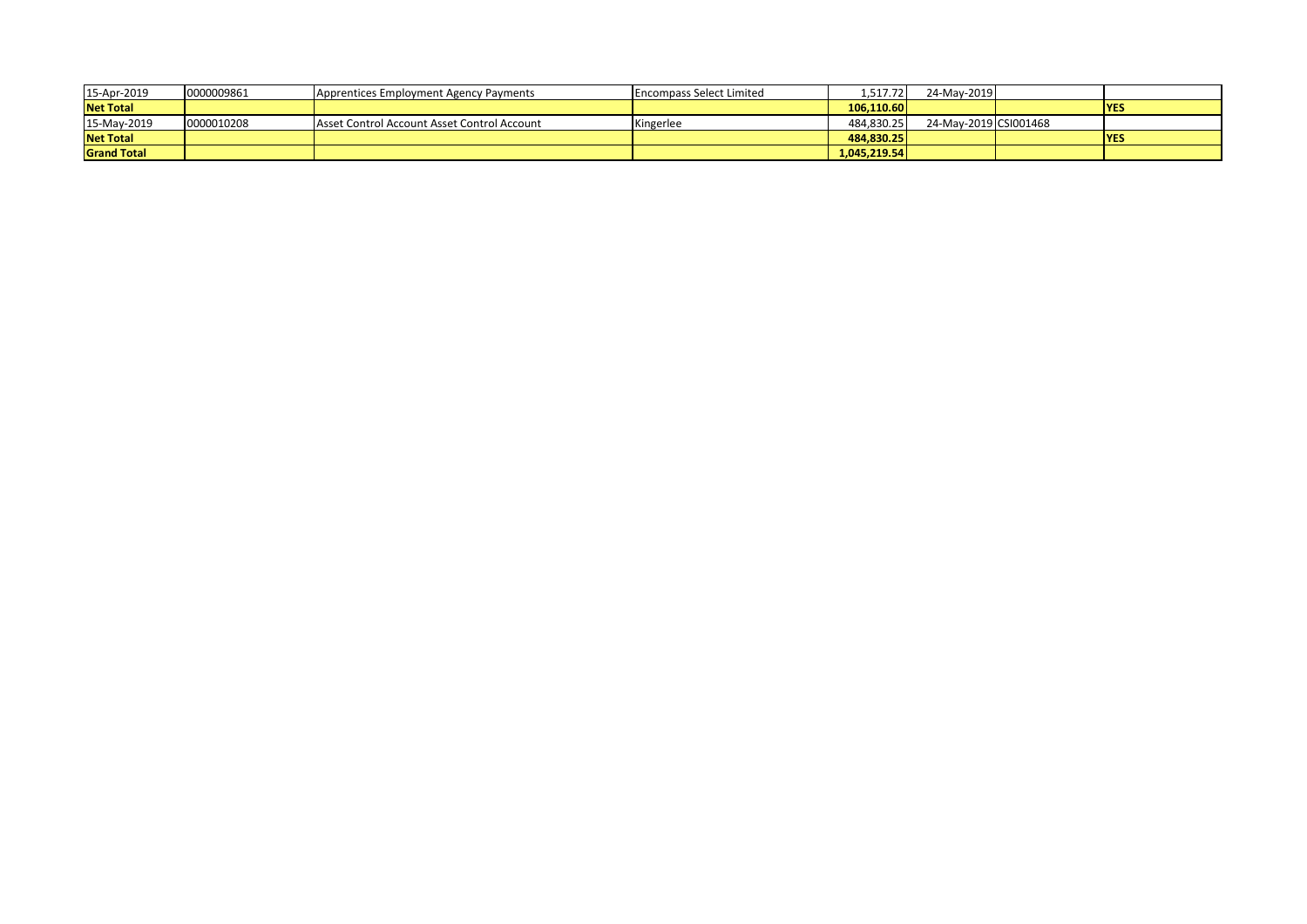| | | | | | | | |
|---|---|---|---|---|---|---|---|
| 15-Apr-2019 | 0000009861 | Apprentices Employment Agency Payments | Encompass Select Limited | 1,517.72 | 24-May-2019 | | |
| **Net Total** | | | | **106,110.60** | | | **YES** |
| 15-May-2019 | 0000010208 | Asset Control Account Asset Control Account | Kingerlee | 484,830.25 | 24-May-2019 | CSI001468 | |
| **Net Total** | | | | **484,830.25** | | | **YES** |
| **Grand Total** | | | | **1,045,219.54** | | | |